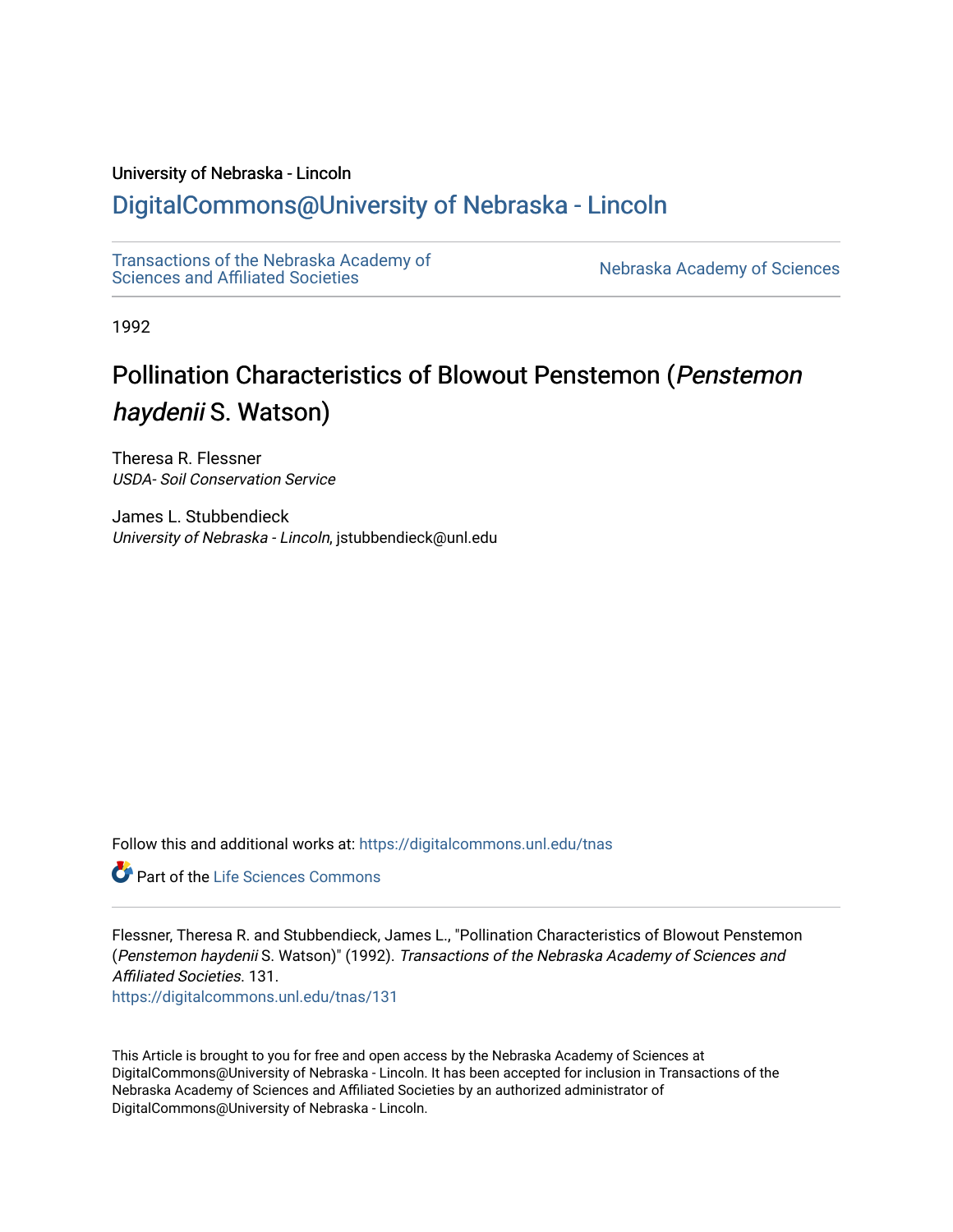University of Nebraska - Lincoln

## DigitalCommons@University of Nebraska - Lincoln

Transactions of the Nebraska Academy of Sciences and Affiliated Societies

Nebraska Academy of Sciences

1992

# Pollination Characteristics of Blowout Penstemon (*Penstemon haydenii* S. Watson)

Theresa R. Flessner
*USDA- Soil Conservation Service*

James L. Stubbendieck
*University of Nebraska - Lincoln*, jstubbendieck@unl.edu

Follow this and additional works at: https://digitalcommons.unl.edu/tnas

Part of the Life Sciences Commons

Flessner, Theresa R. and Stubbendieck, James L., "Pollination Characteristics of Blowout Penstemon (*Penstemon haydenii* S. Watson)" (1992). *Transactions of the Nebraska Academy of Sciences and Affiliated Societies*. 131.
https://digitalcommons.unl.edu/tnas/131

This Article is brought to you for free and open access by the Nebraska Academy of Sciences at DigitalCommons@University of Nebraska - Lincoln. It has been accepted for inclusion in Transactions of the Nebraska Academy of Sciences and Affiliated Societies by an authorized administrator of DigitalCommons@University of Nebraska - Lincoln.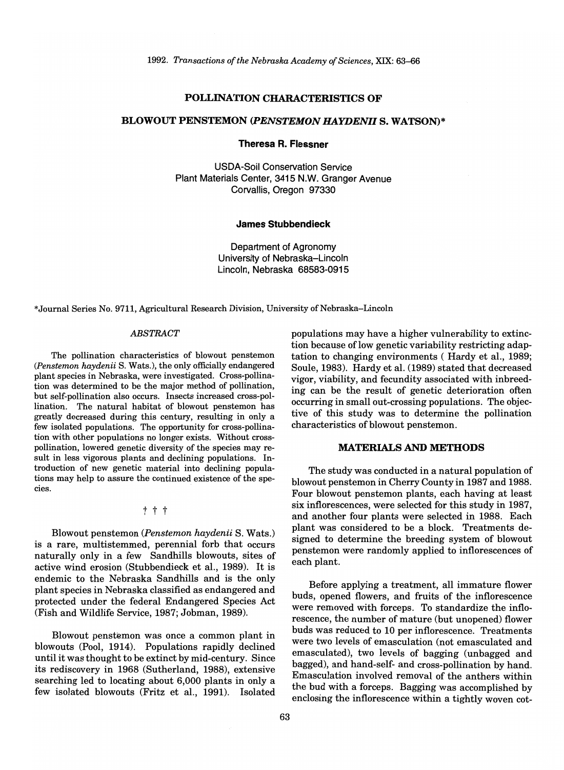# POLLINATION CHARACTERISTICS OF BLOWOUT PENSTEMON (*PENSTEMON HAYDENII* S. WATSON)*

**Theresa R. Flessner**

USDA-Soil Conservation Service
Plant Materials Center, 3415 N.W. Granger Avenue
Corvallis, Oregon 97330

**James Stubbendieck**

Department of Agronomy
University of Nebraska–Lincoln
Lincoln, Nebraska 68583-0915

*Journal Series No. 9711, Agricultural Research Division, University of Nebraska–Lincoln

## *ABSTRACT*

The pollination characteristics of blowout penstemon (*Penstemon haydenii* S. Wats.), the only officially endangered plant species in Nebraska, were investigated. Cross-pollination was determined to be the major method of pollination, but self-pollination also occurs. Insects increased cross-pollination. The natural habitat of blowout penstemon has greatly decreased during this century, resulting in only a few isolated populations. The opportunity for cross-pollination with other populations no longer exists. Without cross-pollination, lowered genetic diversity of the species may result in less vigorous plants and declining populations. Introduction of new genetic material into declining populations may help to assure the continued existence of the species.

† † †

Blowout penstemon (*Penstemon haydenii* S. Wats.) is a rare, multistemmed, perennial forb that occurs naturally only in a few Sandhills blowouts, sites of active wind erosion (Stubbendieck et al., 1989). It is endemic to the Nebraska Sandhills and is the only plant species in Nebraska classified as endangered and protected under the federal Endangered Species Act (Fish and Wildlife Service, 1987; Jobman, 1989).

Blowout penstemon was once a common plant in blowouts (Pool, 1914). Populations rapidly declined until it was thought to be extinct by mid-century. Since its rediscovery in 1968 (Sutherland, 1988), extensive searching led to locating about 6,000 plants in only a few isolated blowouts (Fritz et al., 1991). Isolated populations may have a higher vulnerability to extinction because of low genetic variability restricting adaptation to changing environments ( Hardy et al., 1989; Soule, 1983). Hardy et al. (1989) stated that decreased vigor, viability, and fecundity associated with inbreeding can be the result of genetic deterioration often occurring in small out-crossing populations. The objective of this study was to determine the pollination characteristics of blowout penstemon.

## MATERIALS AND METHODS

The study was conducted in a natural population of blowout penstemon in Cherry County in 1987 and 1988. Four blowout penstemon plants, each having at least six inflorescences, were selected for this study in 1987, and another four plants were selected in 1988. Each plant was considered to be a block. Treatments designed to determine the breeding system of blowout penstemon were randomly applied to inflorescences of each plant.

Before applying a treatment, all immature flower buds, opened flowers, and fruits of the inflorescence were removed with forceps. To standardize the inflorescence, the number of mature (but unopened) flower buds was reduced to 10 per inflorescence. Treatments were two levels of emasculation (not emasculated and emasculated), two levels of bagging (unbagged and bagged), and hand-self- and cross-pollination by hand. Emasculation involved removal of the anthers within the bud with a forceps. Bagging was accomplished by enclosing the inflorescence within a tightly woven cot-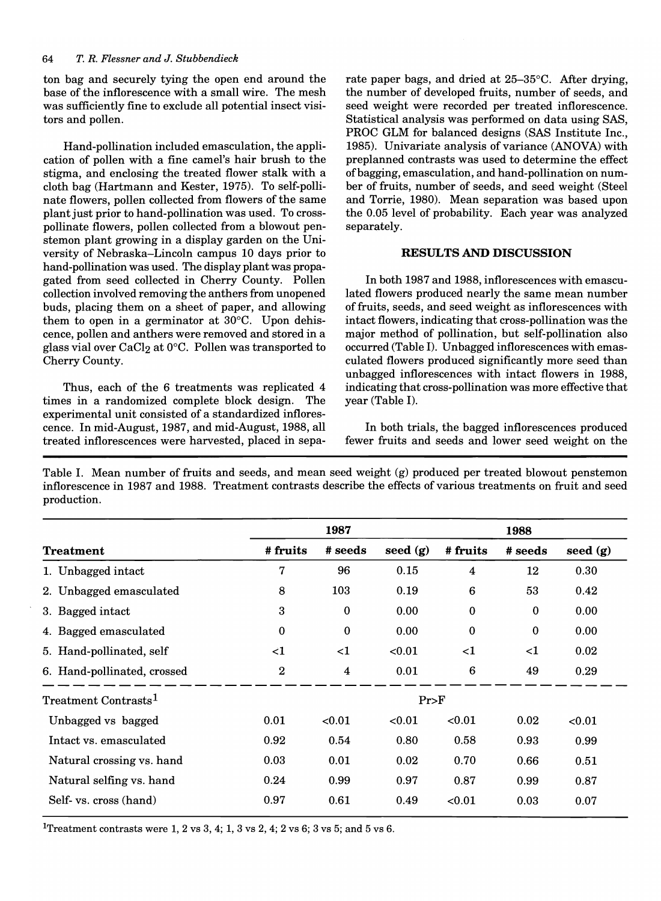ton bag and securely tying the open end around the base of the inflorescence with a small wire. The mesh was sufficiently fine to exclude all potential insect visitors and pollen.

Hand-pollination included emasculation, the application of pollen with a fine camel's hair brush to the stigma, and enclosing the treated flower stalk with a cloth bag (Hartmann and Kester, 1975). To self-pollinate flowers, pollen collected from flowers of the same plant just prior to hand-pollination was used. To cross-pollinate flowers, pollen collected from a blowout penstemon plant growing in a display garden on the University of Nebraska–Lincoln campus 10 days prior to hand-pollination was used. The display plant was propagated from seed collected in Cherry County. Pollen collection involved removing the anthers from unopened buds, placing them on a sheet of paper, and allowing them to open in a germinator at 30°C. Upon dehiscence, pollen and anthers were removed and stored in a glass vial over $CaCl_2$ at 0°C. Pollen was transported to Cherry County.

Thus, each of the 6 treatments was replicated 4 times in a randomized complete block design. The experimental unit consisted of a standardized inflorescence. In mid-August, 1987, and mid-August, 1988, all treated inflorescences were harvested, placed in separate paper bags, and dried at 25–35°C. After drying, the number of developed fruits, number of seeds, and seed weight were recorded per treated inflorescence. Statistical analysis was performed on data using SAS, PROC GLM for balanced designs (SAS Institute Inc., 1985). Univariate analysis of variance (ANOVA) with preplanned contrasts was used to determine the effect of bagging, emasculation, and hand-pollination on number of fruits, number of seeds, and seed weight (Steel and Torrie, 1980). Mean separation was based upon the 0.05 level of probability. Each year was analyzed separately.

## RESULTS AND DISCUSSION

In both 1987 and 1988, inflorescences with emasculated flowers produced nearly the same mean number of fruits, seeds, and seed weight as inflorescences with intact flowers, indicating that cross-pollination was the major method of pollination, but self-pollination also occurred (Table I). Unbagged inflorescences with emasculated flowers produced significantly more seed than unbagged inflorescences with intact flowers in 1988, indicating that cross-pollination was more effective that year (Table I).

In both trials, the bagged inflorescences produced fewer fruits and seeds and lower seed weight on the

Table I. Mean number of fruits and seeds, and mean seed weight (g) produced per treated blowout penstemon inflorescence in 1987 and 1988. Treatment contrasts describe the effects of various treatments on fruit and seed production.

| | 1987 | | | 1988 | | |
|---|---|---|---|---|---|---|
| **Treatment** | **# fruits** | **# seeds** | **seed (g)** | **# fruits** | **# seeds** | **seed (g)** |
| 1. Unbagged intact | 7 | 96 | 0.15 | 4 | 12 | 0.30 |
| 2. Unbagged emasculated | 8 | 103 | 0.19 | 6 | 53 | 0.42 |
| 3. Bagged intact | 3 | 0 | 0.00 | 0 | 0 | 0.00 |
| 4. Bagged emasculated | 0 | 0 | 0.00 | 0 | 0 | 0.00 |
| 5. Hand-pollinated, self | <1 | <1 | <0.01 | <1 | <1 | 0.02 |
| 6. Hand-pollinated, crossed | 2 | 4 | 0.01 | 6 | 49 | 0.29 |
| Treatment Contrasts[1] | | | Pr>F | | | |
| Unbagged vs bagged | 0.01 | <0.01 | <0.01 | <0.01 | 0.02 | <0.01 |
| Intact vs. emasculated | 0.92 | 0.54 | 0.80 | 0.58 | 0.93 | 0.99 |
| Natural crossing vs. hand | 0.03 | 0.01 | 0.02 | 0.70 | 0.66 | 0.51 |
| Natural selfing vs. hand | 0.24 | 0.99 | 0.97 | 0.87 | 0.99 | 0.87 |
| Self- vs. cross (hand) | 0.97 | 0.61 | 0.49 | <0.01 | 0.03 | 0.07 |

[1]Treatment contrasts were 1, 2 vs 3, 4; 1, 3 vs 2, 4; 2 vs 6; 3 vs 5; and 5 vs 6.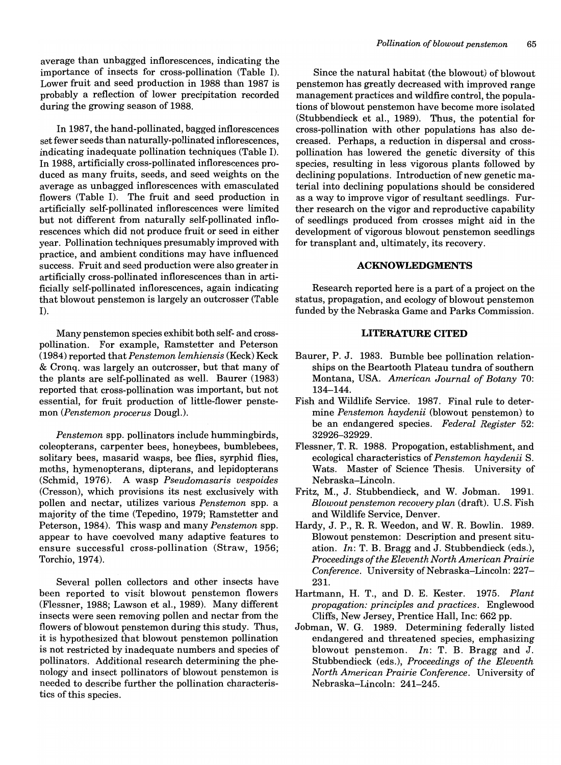average than unbagged inflorescences, indicating the importance of insects for cross-pollination (Table I). Lower fruit and seed production in 1988 than 1987 is probably a reflection of lower precipitation recorded during the growing season of 1988.

In 1987, the hand-pollinated, bagged inflorescences set fewer seeds than naturally-pollinated inflorescences, indicating inadequate pollination techniques (Table I). In 1988, artificially cross-pollinated inflorescences produced as many fruits, seeds, and seed weights on the average as unbagged inflorescences with emasculated flowers (Table I). The fruit and seed production in artificially self-pollinated inflorescences were limited but not different from naturally self-pollinated inflorescences which did not produce fruit or seed in either year. Pollination techniques presumably improved with practice, and ambient conditions may have influenced success. Fruit and seed production were also greater in artificially cross-pollinated inflorescences than in artificially self-pollinated inflorescences, again indicating that blowout penstemon is largely an outcrosser (Table I).

Many penstemon species exhibit both self- and cross-pollination. For example, Ramstetter and Peterson (1984) reported that *Penstemon lemhiensis* (Keck) Keck & Cronq. was largely an outcrosser, but that many of the plants are self-pollinated as well. Baurer (1983) reported that cross-pollination was important, but not essential, for fruit production of little-flower penstemon (*Penstemon procerus* Dougl.).

*Penstemon* spp. pollinators include hummingbirds, coleopterans, carpenter bees, honeybees, bumblebees, solitary bees, masarid wasps, bee flies, syrphid flies, moths, hymenopterans, dipterans, and lepidopterans (Schmid, 1976). A wasp *Pseudomasaris vespoides* (Cresson), which provisions its nest exclusively with pollen and nectar, utilizes various *Penstemon* spp. a majority of the time (Tepedino, 1979; Ramstetter and Peterson, 1984). This wasp and many *Penstemon* spp. appear to have coevolved many adaptive features to ensure successful cross-pollination (Straw, 1956; Torchio, 1974).

Several pollen collectors and other insects have been reported to visit blowout penstemon flowers (Flessner, 1988; Lawson et al., 1989). Many different insects were seen removing pollen and nectar from the flowers of blowout penstemon during this study. Thus, it is hypothesized that blowout penstemon pollination is not restricted by inadequate numbers and species of pollinators. Additional research determining the phenology and insect pollinators of blowout penstemon is needed to describe further the pollination characteristics of this species.

Since the natural habitat (the blowout) of blowout penstemon has greatly decreased with improved range management practices and wildfire control, the populations of blowout penstemon have become more isolated (Stubbendieck et al., 1989). Thus, the potential for cross-pollination with other populations has also decreased. Perhaps, a reduction in dispersal and cross-pollination has lowered the genetic diversity of this species, resulting in less vigorous plants followed by declining populations. Introduction of new genetic material into declining populations should be considered as a way to improve vigor of resultant seedlings. Further research on the vigor and reproductive capability of seedlings produced from crosses might aid in the development of vigorous blowout penstemon seedlings for transplant and, ultimately, its recovery.

## ACKNOWLEDGMENTS

Research reported here is a part of a project on the status, propagation, and ecology of blowout penstemon funded by the Nebraska Game and Parks Commission.

## LITERATURE CITED

Baurer, P. J. 1983. Bumble bee pollination relationships on the Beartooth Plateau tundra of southern Montana, USA. *American Journal of Botany* 70: 134–144.

Fish and Wildlife Service. 1987. Final rule to determine *Penstemon haydenii* (blowout penstemon) to be an endangered species. *Federal Register* 52: 32926–32929.

Flessner, T. R. 1988. Propogation, establishment, and ecological characteristics of *Penstemon haydenii* S. Wats. Master of Science Thesis. University of Nebraska–Lincoln.

Fritz, M., J. Stubbendieck, and W. Jobman. 1991. *Blowout penstemon recovery plan* (draft). U.S. Fish and Wildlife Service, Denver.

Hardy, J. P., R. R. Weedon, and W. R. Bowlin. 1989. Blowout penstemon: Description and present situation. *In*: T. B. Bragg and J. Stubbendieck (eds.), *Proceedings of the Eleventh North American Prairie Conference*. University of Nebraska–Lincoln: 227–231.

Hartmann, H. T., and D. E. Kester. 1975. *Plant propagation: principles and practices*. Englewood Cliffs, New Jersey, Prentice Hall, Inc: 662 pp.

Jobman, W. G. 1989. Determining federally listed endangered and threatened species, emphasizing blowout penstemon. *In*: T. B. Bragg and J. Stubbendieck (eds.), *Proceedings of the Eleventh North American Prairie Conference*. University of Nebraska–Lincoln: 241–245.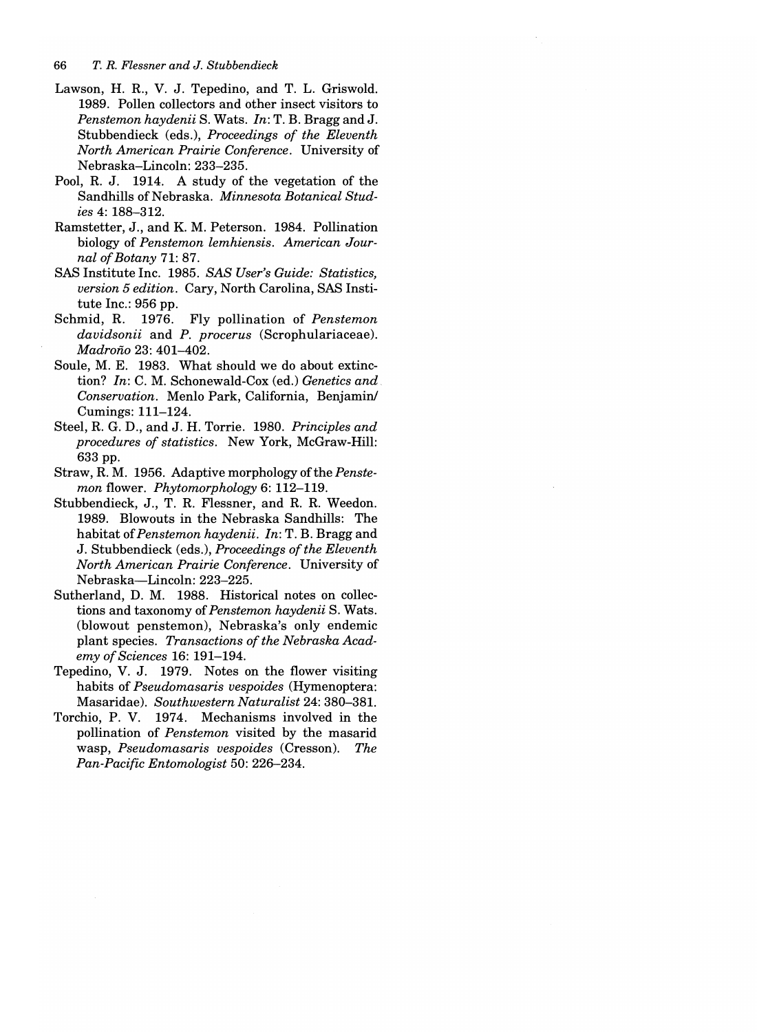Lawson, H. R., V. J. Tepedino, and T. L. Griswold. 1989. Pollen collectors and other insect visitors to *Penstemon haydenii* S. Wats. *In*: T. B. Bragg and J. Stubbendieck (eds.), *Proceedings of the Eleventh North American Prairie Conference*. University of Nebraska–Lincoln: 233–235.

Pool, R. J. 1914. A study of the vegetation of the Sandhills of Nebraska. *Minnesota Botanical Studies* 4: 188–312.

Ramstetter, J., and K. M. Peterson. 1984. Pollination biology of *Penstemon lemhiensis*. *American Journal of Botany* 71: 87.

SAS Institute Inc. 1985. *SAS User's Guide: Statistics, version 5 edition*. Cary, North Carolina, SAS Institute Inc.: 956 pp.

Schmid, R. 1976. Fly pollination of *Penstemon davidsonii* and *P. procerus* (Scrophulariaceae). *Madroño* 23: 401–402.

Soule, M. E. 1983. What should we do about extinction? *In*: C. M. Schonewald-Cox (ed.) *Genetics and Conservation*. Menlo Park, California, Benjamin/Cumings: 111–124.

Steel, R. G. D., and J. H. Torrie. 1980. *Principles and procedures of statistics*. New York, McGraw-Hill: 633 pp.

Straw, R. M. 1956. Adaptive morphology of the *Penstemon* flower. *Phytomorphology* 6: 112–119.

Stubbendieck, J., T. R. Flessner, and R. R. Weedon. 1989. Blowouts in the Nebraska Sandhills: The habitat of *Penstemon haydenii*. *In*: T. B. Bragg and J. Stubbendieck (eds.), *Proceedings of the Eleventh North American Prairie Conference*. University of Nebraska—Lincoln: 223–225.

Sutherland, D. M. 1988. Historical notes on collections and taxonomy of *Penstemon haydenii* S. Wats. (blowout penstemon), Nebraska's only endemic plant species. *Transactions of the Nebraska Academy of Sciences* 16: 191–194.

Tepedino, V. J. 1979. Notes on the flower visiting habits of *Pseudomasaris vespoides* (Hymenoptera: Masaridae). *Southwestern Naturalist* 24: 380–381.

Torchio, P. V. 1974. Mechanisms involved in the pollination of *Penstemon* visited by the masarid wasp, *Pseudomasaris vespoides* (Cresson). *The Pan-Pacific Entomologist* 50: 226–234.